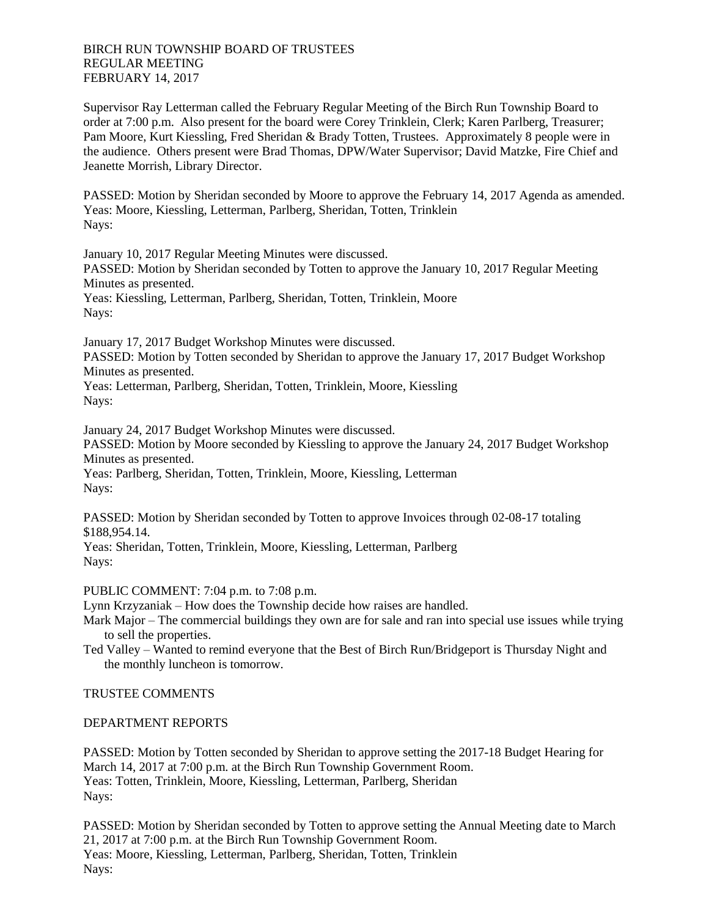BIRCH RUN TOWNSHIP BOARD OF TRUSTEES
REGULAR MEETING
FEBRUARY 14, 2017

Supervisor Ray Letterman called the February Regular Meeting of the Birch Run Township Board to order at 7:00 p.m. Also present for the board were Corey Trinklein, Clerk; Karen Parlberg, Treasurer; Pam Moore, Kurt Kiessling, Fred Sheridan & Brady Totten, Trustees. Approximately 8 people were in the audience. Others present were Brad Thomas, DPW/Water Supervisor; David Matzke, Fire Chief and Jeanette Morrish, Library Director.

PASSED: Motion by Sheridan seconded by Moore to approve the February 14, 2017 Agenda as amended.
Yeas: Moore, Kiessling, Letterman, Parlberg, Sheridan, Totten, Trinklein
Nays:

January 10, 2017 Regular Meeting Minutes were discussed.
PASSED: Motion by Sheridan seconded by Totten to approve the January 10, 2017 Regular Meeting Minutes as presented.
Yeas: Kiessling, Letterman, Parlberg, Sheridan, Totten, Trinklein, Moore
Nays:

January 17, 2017 Budget Workshop Minutes were discussed.
PASSED: Motion by Totten seconded by Sheridan to approve the January 17, 2017 Budget Workshop Minutes as presented.
Yeas: Letterman, Parlberg, Sheridan, Totten, Trinklein, Moore, Kiessling
Nays:

January 24, 2017 Budget Workshop Minutes were discussed.
PASSED: Motion by Moore seconded by Kiessling to approve the January 24, 2017 Budget Workshop Minutes as presented.
Yeas: Parlberg, Sheridan, Totten, Trinklein, Moore, Kiessling, Letterman
Nays:

PASSED: Motion by Sheridan seconded by Totten to approve Invoices through 02-08-17 totaling $188,954.14.
Yeas: Sheridan, Totten, Trinklein, Moore, Kiessling, Letterman, Parlberg
Nays:

PUBLIC COMMENT: 7:04 p.m. to 7:08 p.m.
Lynn Krzyzaniak – How does the Township decide how raises are handled.
Mark Major – The commercial buildings they own are for sale and ran into special use issues while trying to sell the properties.
Ted Valley – Wanted to remind everyone that the Best of Birch Run/Bridgeport is Thursday Night and the monthly luncheon is tomorrow.

TRUSTEE COMMENTS

DEPARTMENT REPORTS

PASSED: Motion by Totten seconded by Sheridan to approve setting the 2017-18 Budget Hearing for March 14, 2017 at 7:00 p.m. at the Birch Run Township Government Room.
Yeas: Totten, Trinklein, Moore, Kiessling, Letterman, Parlberg, Sheridan
Nays:

PASSED: Motion by Sheridan seconded by Totten to approve setting the Annual Meeting date to March 21, 2017 at 7:00 p.m. at the Birch Run Township Government Room.
Yeas: Moore, Kiessling, Letterman, Parlberg, Sheridan, Totten, Trinklein
Nays: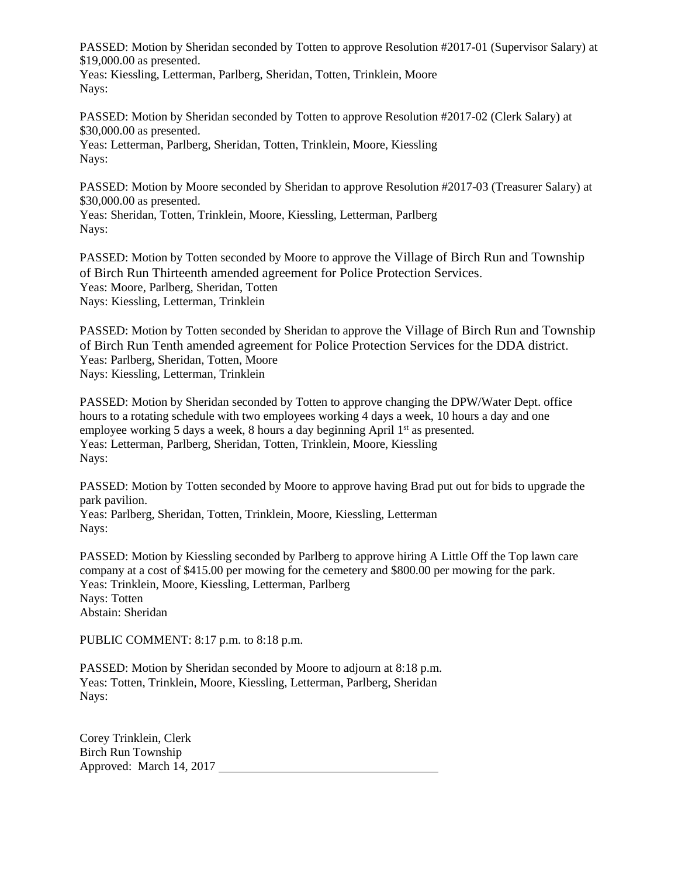PASSED: Motion by Sheridan seconded by Totten to approve Resolution #2017-01 (Supervisor Salary) at $19,000.00 as presented.
Yeas: Kiessling, Letterman, Parlberg, Sheridan, Totten, Trinklein, Moore
Nays:

PASSED: Motion by Sheridan seconded by Totten to approve Resolution #2017-02 (Clerk Salary) at $30,000.00 as presented.
Yeas: Letterman, Parlberg, Sheridan, Totten, Trinklein, Moore, Kiessling
Nays:

PASSED: Motion by Moore seconded by Sheridan to approve Resolution #2017-03 (Treasurer Salary) at $30,000.00 as presented.
Yeas: Sheridan, Totten, Trinklein, Moore, Kiessling, Letterman, Parlberg
Nays:

PASSED: Motion by Totten seconded by Moore to approve the Village of Birch Run and Township of Birch Run Thirteenth amended agreement for Police Protection Services.
Yeas: Moore, Parlberg, Sheridan, Totten
Nays: Kiessling, Letterman, Trinklein

PASSED: Motion by Totten seconded by Sheridan to approve the Village of Birch Run and Township of Birch Run Tenth amended agreement for Police Protection Services for the DDA district.
Yeas: Parlberg, Sheridan, Totten, Moore
Nays: Kiessling, Letterman, Trinklein

PASSED: Motion by Sheridan seconded by Totten to approve changing the DPW/Water Dept. office hours to a rotating schedule with two employees working 4 days a week, 10 hours a day and one employee working 5 days a week, 8 hours a day beginning April 1st as presented.
Yeas: Letterman, Parlberg, Sheridan, Totten, Trinklein, Moore, Kiessling
Nays:

PASSED: Motion by Totten seconded by Moore to approve having Brad put out for bids to upgrade the park pavilion.
Yeas: Parlberg, Sheridan, Totten, Trinklein, Moore, Kiessling, Letterman
Nays:

PASSED: Motion by Kiessling seconded by Parlberg to approve hiring A Little Off the Top lawn care company at a cost of $415.00 per mowing for the cemetery and $800.00 per mowing for the park.
Yeas: Trinklein, Moore, Kiessling, Letterman, Parlberg
Nays: Totten
Abstain: Sheridan

PUBLIC COMMENT: 8:17 p.m. to 8:18 p.m.

PASSED: Motion by Sheridan seconded by Moore to adjourn at 8:18 p.m.
Yeas: Totten, Trinklein, Moore, Kiessling, Letterman, Parlberg, Sheridan
Nays:

Corey Trinklein, Clerk
Birch Run Township
Approved: March 14, 2017 ___________________________________